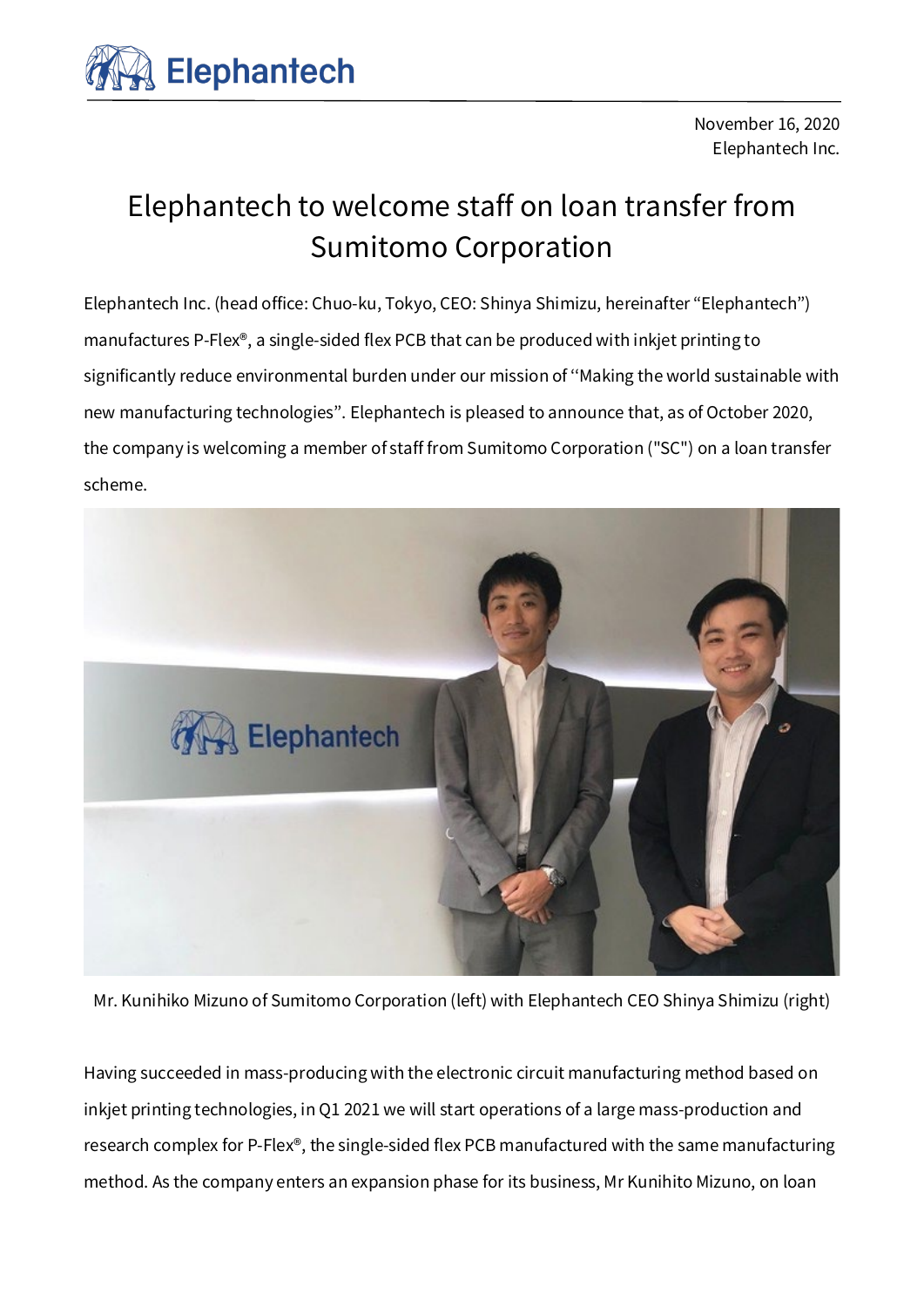November 16, 2020
Elephantech Inc.

# Elephantech to welcome staff on loan transfer from Sumitomo Corporation

Elephantech Inc. (head office: Chuo-ku, Tokyo, CEO: Shinya Shimizu, hereinafter "Elephantech") manufactures P-Flex®, a single-sided flex PCB that can be produced with inkjet printing to significantly reduce environmental burden under our mission of "Making the world sustainable with new manufacturing technologies". Elephantech is pleased to announce that, as of October 2020, the company is welcoming a member of staff from Sumitomo Corporation ("SC") on a loan transfer scheme.

Mr. Kunihiko Mizuno of Sumitomo Corporation (left) with Elephantech CEO Shinya Shimizu (right)

Having succeeded in mass-producing with the electronic circuit manufacturing method based on inkjet printing technologies, in Q1 2021 we will start operations of a large mass-production and research complex for P-Flex®, the single-sided flex PCB manufactured with the same manufacturing method. As the company enters an expansion phase for its business, Mr Kunihito Mizuno, on loan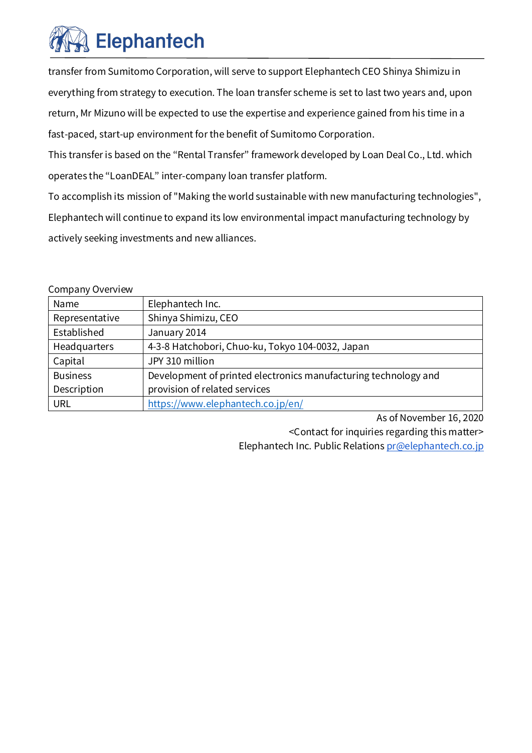transfer from Sumitomo Corporation, will serve to support Elephantech CEO Shinya Shimizu in everything from strategy to execution. The loan transfer scheme is set to last two years and, upon return, Mr Mizuno will be expected to use the expertise and experience gained from his time in a fast-paced, start-up environment for the benefit of Sumitomo Corporation.

This transfer is based on the “Rental Transfer” framework developed by Loan Deal Co., Ltd. which operates the “LoanDEAL” inter-company loan transfer platform.

To accomplish its mission of "Making the world sustainable with new manufacturing technologies", Elephantech will continue to expand its low environmental impact manufacturing technology by actively seeking investments and new alliances.

Company Overview

| | |
|---|---|
| Name | Elephantech Inc. |
| Representative | Shinya Shimizu, CEO |
| Established | January 2014 |
| Headquarters | 4-3-8 Hatchobori, Chuo-ku, Tokyo 104-0032, Japan |
| Capital | JPY 310 million |
| Business Description | Development of printed electronics manufacturing technology and provision of related services |
| URL | https://www.elephantech.co.jp/en/ |

As of November 16, 2020

<Contact for inquiries regarding this matter>
Elephantech Inc. Public Relations pr@elephantech.co.jp